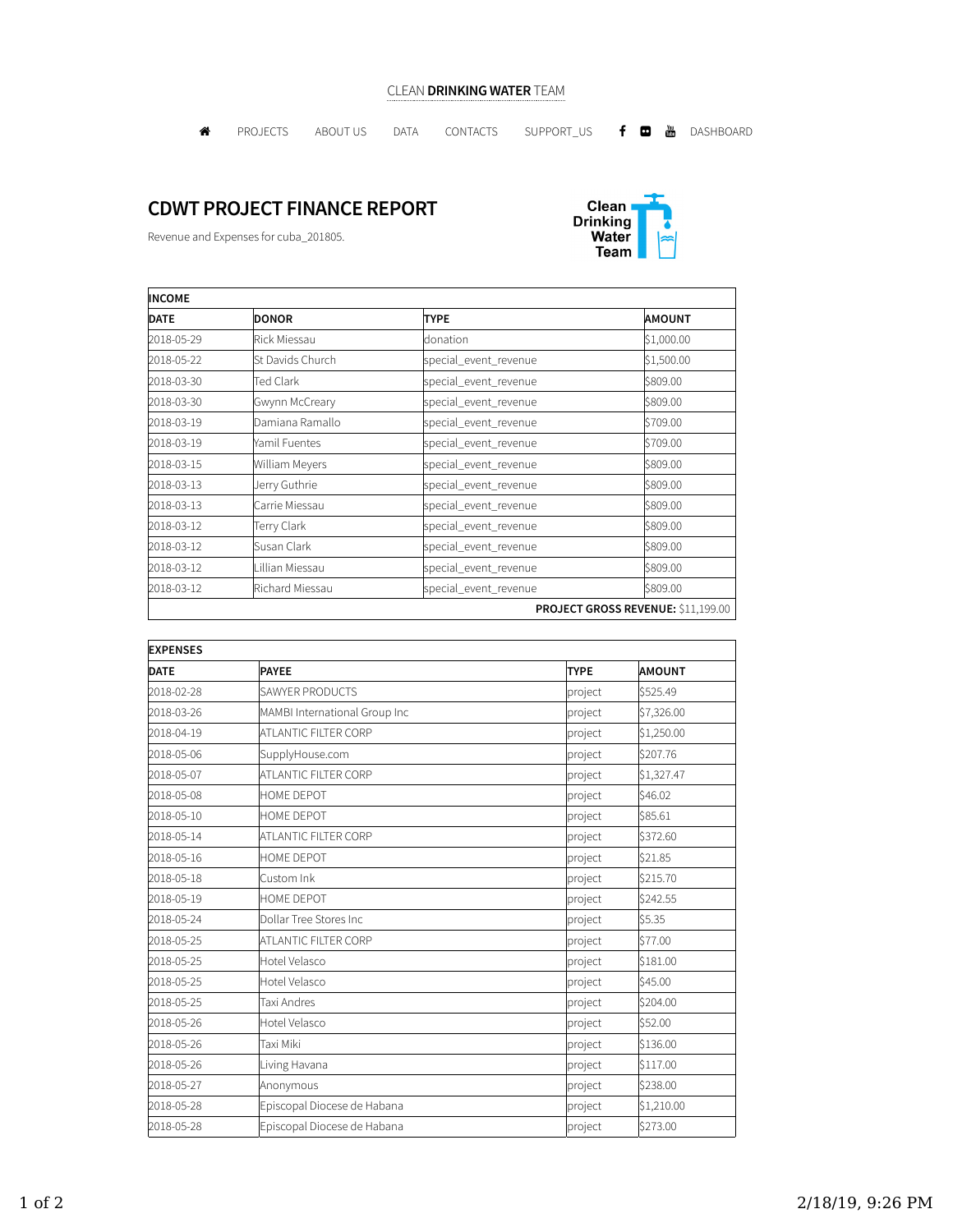CLEAN **DRINKING WATER** TEAM

PROJECTS ABOUT US DATA CONTACTS SUPPORT_US DASHBOARD

# CDWT PROJECT FINANCE REPORT

Revenue and Expenses for cuba_201805.

Clean Drinking Water Team

| INCOME | | | |
|---|---|---|---|
| **DATE** | **DONOR** | **TYPE** | **AMOUNT** |
| 2018-05-29 | Rick Miessau | donation | $1,000.00 |
| 2018-05-22 | St Davids Church | special_event_revenue | $1,500.00 |
| 2018-03-30 | Ted Clark | special_event_revenue | $809.00 |
| 2018-03-30 | Gwynn McCreary | special_event_revenue | $809.00 |
| 2018-03-19 | Damiana Ramallo | special_event_revenue | $709.00 |
| 2018-03-19 | Yamil Fuentes | special_event_revenue | $709.00 |
| 2018-03-15 | William Meyers | special_event_revenue | $809.00 |
| 2018-03-13 | Jerry Guthrie | special_event_revenue | $809.00 |
| 2018-03-13 | Carrie Miessau | special_event_revenue | $809.00 |
| 2018-03-12 | Terry Clark | special_event_revenue | $809.00 |
| 2018-03-12 | Susan Clark | special_event_revenue | $809.00 |
| 2018-03-12 | Lillian Miessau | special_event_revenue | $809.00 |
| 2018-03-12 | Richard Miessau | special_event_revenue | $809.00 |
| | | | **PROJECT GROSS REVENUE:** $11,199.00 |

| EXPENSES | | | |
|---|---|---|---|
| **DATE** | **PAYEE** | **TYPE** | **AMOUNT** |
| 2018-02-28 | SAWYER PRODUCTS | project | $525.49 |
| 2018-03-26 | MAMBI International Group Inc | project | $7,326.00 |
| 2018-04-19 | ATLANTIC FILTER CORP | project | $1,250.00 |
| 2018-05-06 | SupplyHouse.com | project | $207.76 |
| 2018-05-07 | ATLANTIC FILTER CORP | project | $1,327.47 |
| 2018-05-08 | HOME DEPOT | project | $46.02 |
| 2018-05-10 | HOME DEPOT | project | $85.61 |
| 2018-05-14 | ATLANTIC FILTER CORP | project | $372.60 |
| 2018-05-16 | HOME DEPOT | project | $21.85 |
| 2018-05-18 | Custom Ink | project | $215.70 |
| 2018-05-19 | HOME DEPOT | project | $242.55 |
| 2018-05-24 | Dollar Tree Stores Inc | project | $5.35 |
| 2018-05-25 | ATLANTIC FILTER CORP | project | $77.00 |
| 2018-05-25 | Hotel Velasco | project | $181.00 |
| 2018-05-25 | Hotel Velasco | project | $45.00 |
| 2018-05-25 | Taxi Andres | project | $204.00 |
| 2018-05-26 | Hotel Velasco | project | $52.00 |
| 2018-05-26 | Taxi Miki | project | $136.00 |
| 2018-05-26 | Living Havana | project | $117.00 |
| 2018-05-27 | Anonymous | project | $238.00 |
| 2018-05-28 | Episcopal Diocese de Habana | project | $1,210.00 |
| 2018-05-28 | Episcopal Diocese de Habana | project | $273.00 |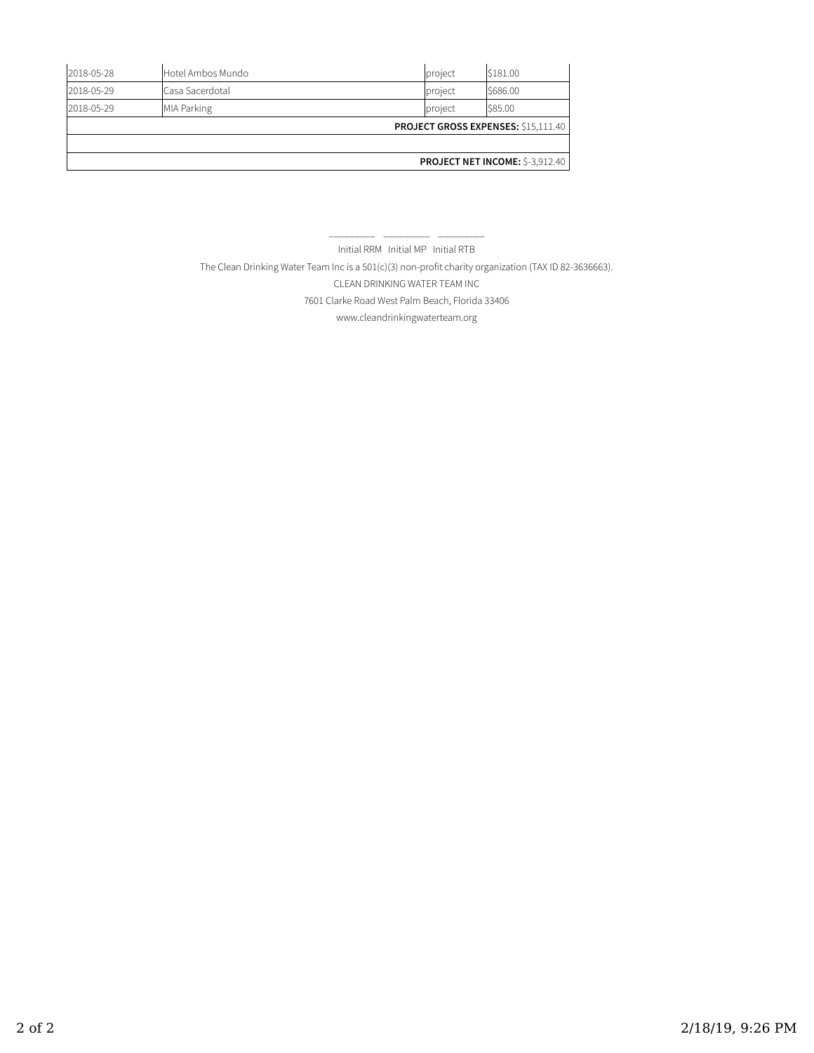| | | | |
|---|---|---|---|
| 2018-05-28 | Hotel Ambos Mundo | project | $181.00 |
| 2018-05-29 | Casa Sacerdotal | project | $686.00 |
| 2018-05-29 | MIA Parking | project | $85.00 |
| | | | **PROJECT GROSS EXPENSES:** $15,111.40 |
| | | | |
| | | | **PROJECT NET INCOME:** $-3,912.40 |

\_\_\_\_\_\_\_\_\_ \_\_\_\_\_\_\_\_\_ \_\_\_\_\_\_\_\_\_

Initial RRM Initial MP Initial RTB

The Clean Drinking Water Team Inc is a 501(c)(3) non-profit charity organization (TAX ID 82-3636663).

CLEAN DRINKING WATER TEAM INC

7601 Clarke Road West Palm Beach, Florida 33406

www.cleandrinkingwaterteam.org